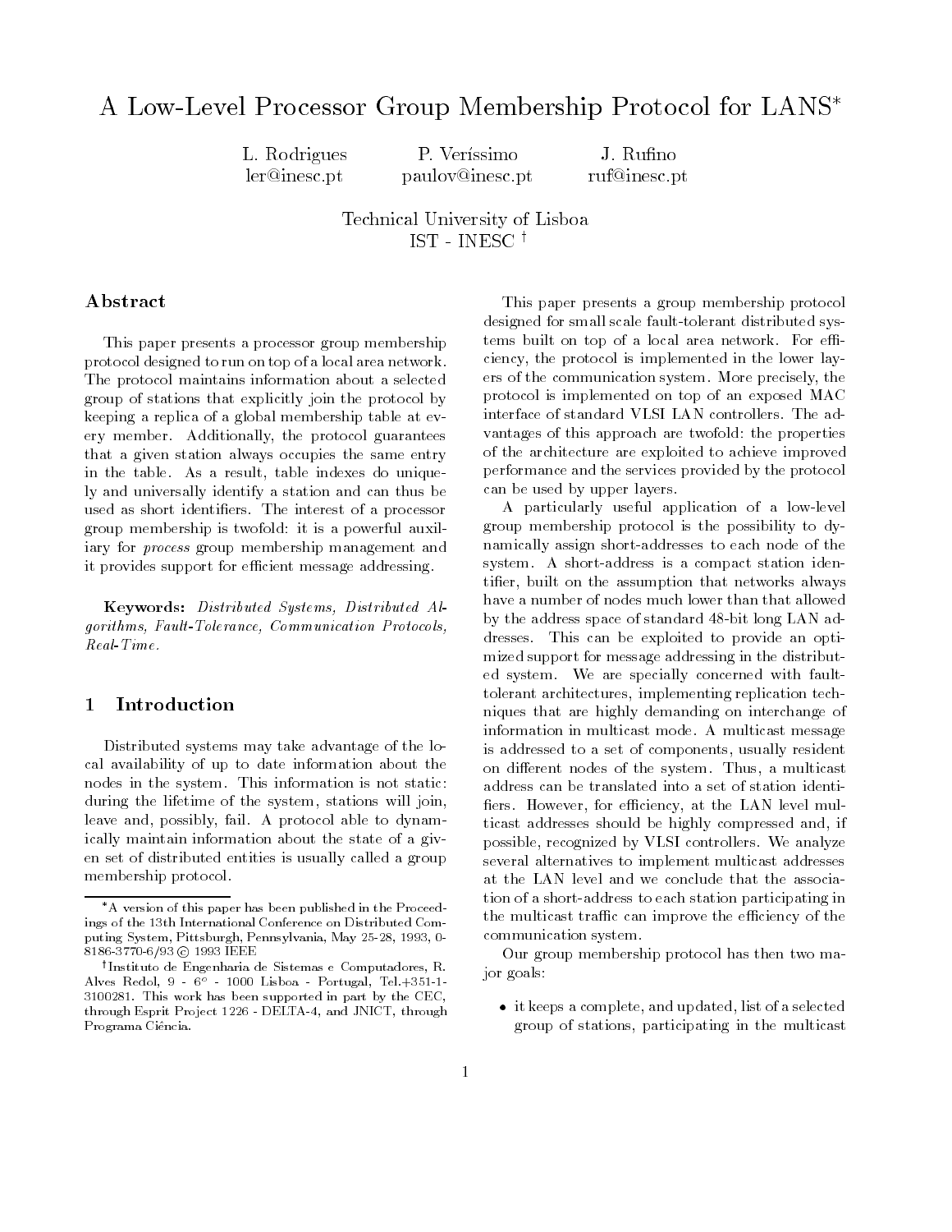# A Low-Level Processor Group Membership Protocol for LANS*

L. Rodrigues — ler@inesc.pt
P. Veríssimo — paulov@inesc.pt
J. Rufino — ruf@inesc.pt

Technical University of Lisboa
IST - INESC †

## Abstract

This paper presents a processor group membership protocol designed to run on top of a local area network. The protocol maintains information about a selected group of stations that explicitly join the protocol by keeping a replica of a global membership table at every member. Additionally, the protocol guarantees that a given station always occupies the same entry in the table. As a result, table indexes do uniquely and universally identify a station and can thus be used as short identifiers. The interest of a processor group membership is twofold: it is a powerful auxiliary for *process* group membership management and it provides support for efficient message addressing.

**Keywords:** *Distributed Systems, Distributed Algorithms, Fault-Tolerance, Communication Protocols, Real-Time.*

## 1 Introduction

Distributed systems may take advantage of the local availability of up to date information about the nodes in the system. This information is not static: during the lifetime of the system, stations will join, leave and, possibly, fail. A protocol able to dynamically maintain information about the state of a given set of distributed entities is usually called a group membership protocol.

This paper presents a group membership protocol designed for small scale fault-tolerant distributed systems built on top of a local area network. For efficiency, the protocol is implemented in the lower layers of the communication system. More precisely, the protocol is implemented on top of an exposed MAC interface of standard VLSI LAN controllers. The advantages of this approach are twofold: the properties of the architecture are exploited to achieve improved performance and the services provided by the protocol can be used by upper layers.

A particularly useful application of a low-level group membership protocol is the possibility to dynamically assign short-addresses to each node of the system. A short-address is a compact station identifier, built on the assumption that networks always have a number of nodes much lower than that allowed by the address space of standard 48-bit long LAN addresses. This can be exploited to provide an optimized support for message addressing in the distributed system. We are specially concerned with fault-tolerant architectures, implementing replication techniques that are highly demanding on interchange of information in multicast mode. A multicast message is addressed to a set of components, usually resident on different nodes of the system. Thus, a multicast address can be translated into a set of station identifiers. However, for efficiency, at the LAN level multicast addresses should be highly compressed and, if possible, recognized by VLSI controllers. We analyze several alternatives to implement multicast addresses at the LAN level and we conclude that the association of a short-address to each station participating in the multicast traffic can improve the efficiency of the communication system.

Our group membership protocol has then two major goals:

- it keeps a complete, and updated, list of a selected group of stations, participating in the multicast

---

*A version of this paper has been published in the Proceedings of the 13th International Conference on Distributed Computing System, Pittsburgh, Pennsylvania, May 25-28, 1993, 0-8186-3770-6/93 © 1993 IEEE

†Instituto de Engenharia de Sistemas e Computadores, R. Alves Redol, 9 - 6° - 1000 Lisboa - Portugal, Tel.+351-1-3100281. This work has been supported in part by the CEC, through Esprit Project 1226 - DELTA-4, and JNICT, through Programa Ciência.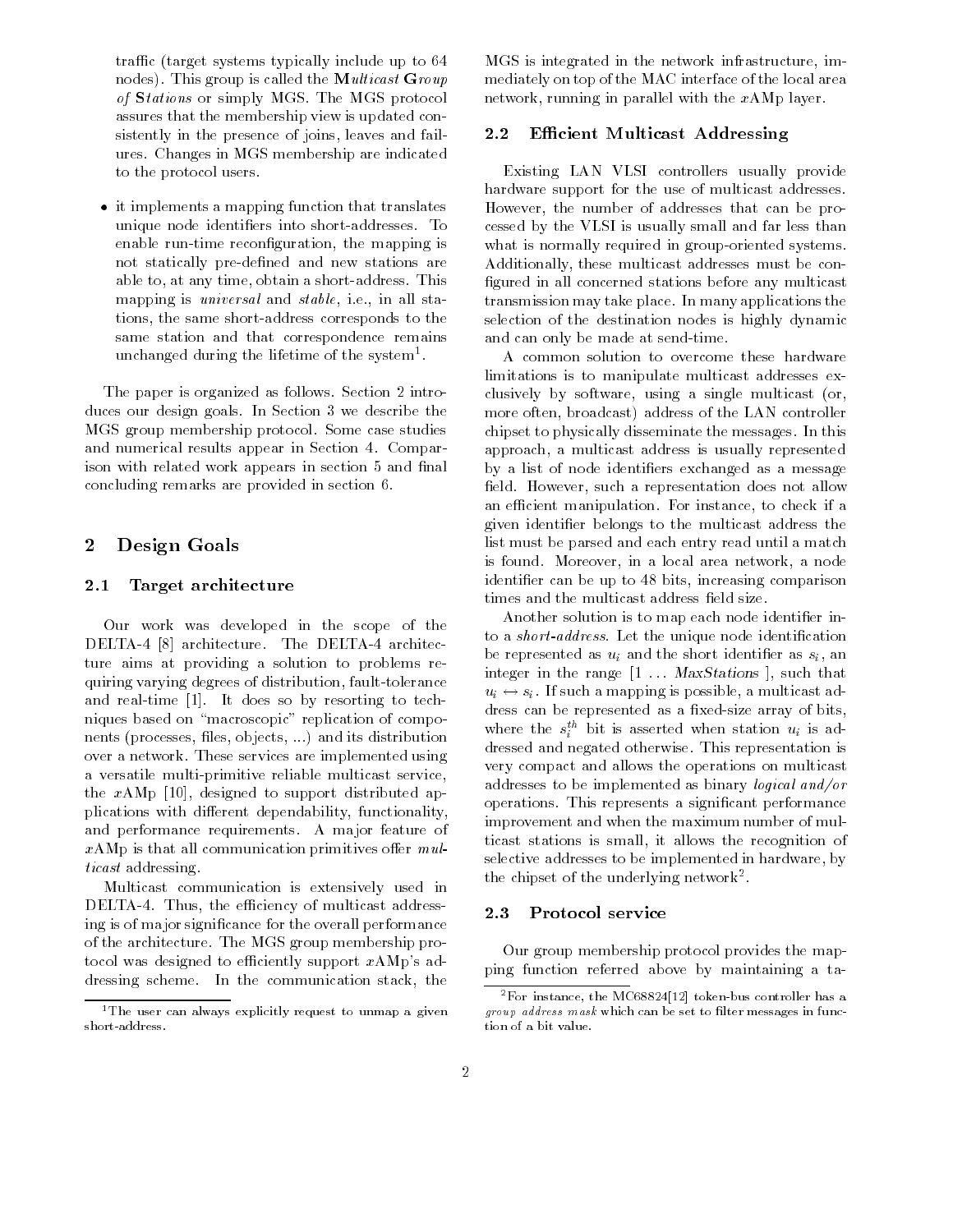traffic (target systems typically include up to 64 nodes). This group is called the ***M**ulticast **G**roup of **S**tations* or simply MGS. The MGS protocol assures that the membership view is updated consistently in the presence of joins, leaves and failures. Changes in MGS membership are indicated to the protocol users.

- it implements a mapping function that translates unique node identifiers into short-addresses. To enable run-time reconfiguration, the mapping is not statically pre-defined and new stations are able to, at any time, obtain a short-address. This mapping is *universal* and *stable*, i.e., in all stations, the same short-address corresponds to the same station and that correspondence remains unchanged during the lifetime of the system[1].

The paper is organized as follows. Section 2 introduces our design goals. In Section 3 we describe the MGS group membership protocol. Some case studies and numerical results appear in Section 4. Comparison with related work appears in section 5 and final concluding remarks are provided in section 6.

## 2 Design Goals

### 2.1 Target architecture

Our work was developed in the scope of the DELTA-4 [8] architecture. The DELTA-4 architecture aims at providing a solution to problems requiring varying degrees of distribution, fault-tolerance and real-time [1]. It does so by resorting to techniques based on "macroscopic" replication of components (processes, files, objects, ...) and its distribution over a network. These services are implemented using a versatile multi-primitive reliable multicast service, the *x*AMp [10], designed to support distributed applications with different dependability, functionality, and performance requirements. A major feature of *x*AMp is that all communication primitives offer *multicast* addressing.

Multicast communication is extensively used in DELTA-4. Thus, the efficiency of multicast addressing is of major significance for the overall performance of the architecture. The MGS group membership protocol was designed to efficiently support *x*AMp's addressing scheme. In the communication stack, the MGS is integrated in the network infrastructure, immediately on top of the MAC interface of the local area network, running in parallel with the *x*AMp layer.

### 2.2 Efficient Multicast Addressing

Existing LAN VLSI controllers usually provide hardware support for the use of multicast addresses. However, the number of addresses that can be processed by the VLSI is usually small and far less than what is normally required in group-oriented systems. Additionally, these multicast addresses must be configured in all concerned stations before any multicast transmission may take place. In many applications the selection of the destination nodes is highly dynamic and can only be made at send-time.

A common solution to overcome these hardware limitations is to manipulate multicast addresses exclusively by software, using a single multicast (or, more often, broadcast) address of the LAN controller chipset to physically disseminate the messages. In this approach, a multicast address is usually represented by a list of node identifiers exchanged as a message field. However, such a representation does not allow an efficient manipulation. For instance, to check if a given identifier belongs to the multicast address the list must be parsed and each entry read until a match is found. Moreover, in a local area network, a node identifier can be up to 48 bits, increasing comparison times and the multicast address field size.

Another solution is to map each node identifier into a *short-address*. Let the unique node identification be represented as $u_i$ and the short identifier as $s_i$, an integer in the range $[1 \ldots MaxStations\ ]$, such that $u_i \leftrightarrow s_i$. If such a mapping is possible, a multicast address can be represented as a fixed-size array of bits, where the $s_i^{th}$ bit is asserted when station $u_i$ is addressed and negated otherwise. This representation is very compact and allows the operations on multicast addresses to be implemented as binary *logical and/or* operations. This represents a significant performance improvement and when the maximum number of multicast stations is small, it allows the recognition of selective addresses to be implemented in hardware, by the chipset of the underlying network[2].

### 2.3 Protocol service

Our group membership protocol provides the mapping function referred above by maintaining a ta-

[1] The user can always explicitly request to unmap a given short-address.

[2] For instance, the MC68824[12] token-bus controller has a *group address mask* which can be set to filter messages in function of a bit value.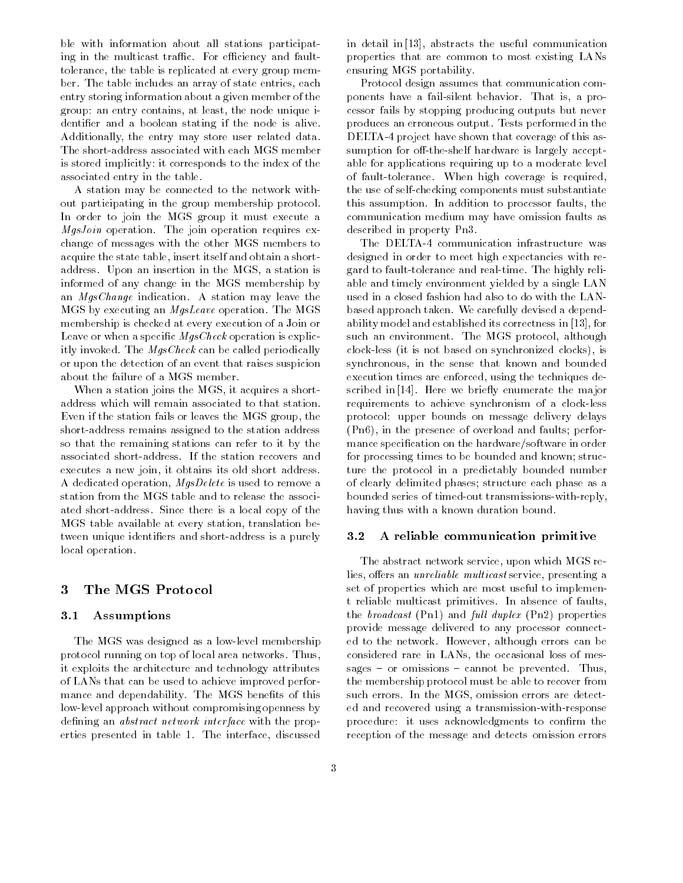ble with information about all stations participating in the multicast traffic. For efficiency and fault-tolerance, the table is replicated at every group member. The table includes an array of state entries, each entry storing information about a given member of the group: an entry contains, at least, the node unique identifier and a boolean stating if the node is alive. Additionally, the entry may store user related data. The short-address associated with each MGS member is stored implicitly: it corresponds to the index of the associated entry in the table.

A station may be connected to the network without participating in the group membership protocol. In order to join the MGS group it must execute a *MgsJoin* operation. The join operation requires exchange of messages with the other MGS members to acquire the state table, insert itself and obtain a short-address. Upon an insertion in the MGS, a station is informed of any change in the MGS membership by an *MgsChange* indication. A station may leave the MGS by executing an *MgsLeave* operation. The MGS membership is checked at every execution of a Join or Leave or when a specific *MgsCheck* operation is explicitly invoked. The *MgsCheck* can be called periodically or upon the detection of an event that raises suspicion about the failure of a MGS member.

When a station joins the MGS, it acquires a short-address which will remain associated to that station. Even if the station fails or leaves the MGS group, the short-address remains assigned to the station address so that the remaining stations can refer to it by the associated short-address. If the station recovers and executes a new join, it obtains its old short address. A dedicated operation, *MgsDelete* is used to remove a station from the MGS table and to release the associated short-address. Since there is a local copy of the MGS table available at every station, translation between unique identifiers and short-address is a purely local operation.

# 3 The MGS Protocol

## 3.1 Assumptions

The MGS was designed as a low-level membership protocol running on top of local area networks. Thus, it exploits the architecture and technology attributes of LANs that can be used to achieve improved performance and dependability. The MGS benefits of this low-level approach without compromising openness by defining an *abstract network interface* with the properties presented in table 1. The interface, discussed in detail in [13], abstracts the useful communication properties that are common to most existing LANs ensuring MGS portability.

Protocol design assumes that communication components have a fail-silent behavior. That is, a processor fails by stopping producing outputs but never produces an erroneous output. Tests performed in the DELTA-4 project have shown that coverage of this assumption for off-the-shelf hardware is largely acceptable for applications requiring up to a moderate level of fault-tolerance. When high coverage is required, the use of self-checking components must substantiate this assumption. In addition to processor faults, the communication medium may have omission faults as described in property Pn3.

The DELTA-4 communication infrastructure was designed in order to meet high expectancies with regard to fault-tolerance and real-time. The highly reliable and timely environment yielded by a single LAN used in a closed fashion had also to do with the LAN-based approach taken. We carefully devised a dependability model and established its correctness in [13], for such an environment. The MGS protocol, although clock-less (it is not based on synchronized clocks), is synchronous, in the sense that known and bounded execution times are enforced, using the techniques described in [14]. Here we briefly enumerate the major requirements to achieve synchronism of a clock-less protocol: upper bounds on message delivery delays (Pn6), in the presence of overload and faults; performance specification on the hardware/software in order for processing times to be bounded and known; structure the protocol in a predictably bounded number of clearly delimited phases; structure each phase as a bounded series of timed-out transmissions-with-reply, having thus with a known duration bound.

## 3.2 A reliable communication primitive

The abstract network service, upon which MGS relies, offers an *unreliable multicast* service, presenting a set of properties which are most useful to implement reliable multicast primitives. In absence of faults, the *broadcast* (Pn1) and *full duplex* (Pn2) properties provide message delivered to any processor connected to the network. However, although errors can be considered rare in LANs, the occasional loss of messages – or omissions – cannot be prevented. Thus, the membership protocol must be able to recover from such errors. In the MGS, omission errors are detected and recovered using a transmission-with-response procedure: it uses acknowledgments to confirm the reception of the message and detects omission errors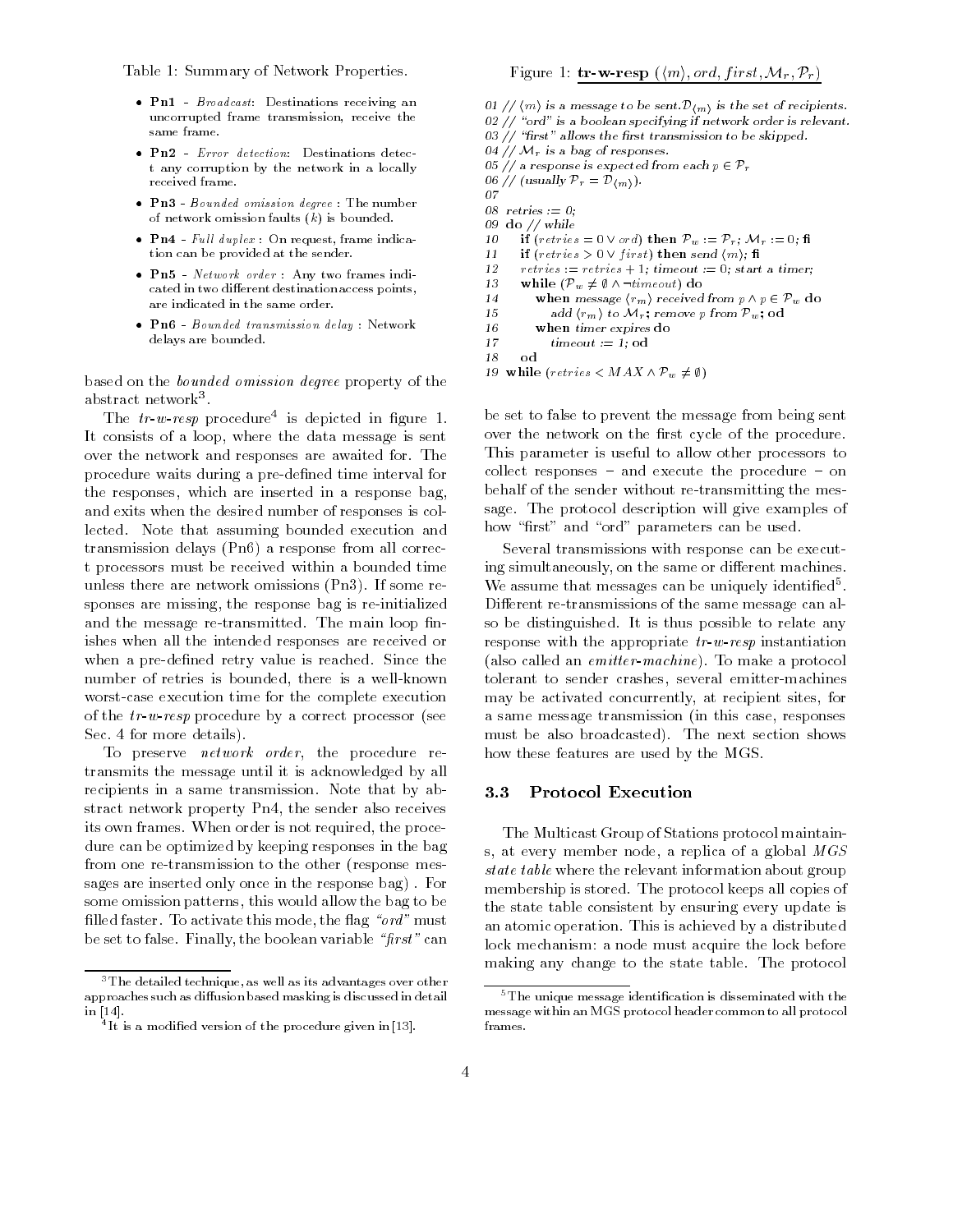Table 1: Summary of Network Properties.

- **Pn1** - *Broadcast*: Destinations receiving an uncorrupted frame transmission, receive the same frame.
- **Pn2** - *Error detection*: Destinations detect any corruption by the network in a locally received frame.
- **Pn3** - *Bounded omission degree* : The number of network omission faults ($k$) is bounded.
- **Pn4** - *Full duplex* : On request, frame indication can be provided at the sender.
- **Pn5** - *Network order* : Any two frames indicated in two different destination access points, are indicated in the same order.
- **Pn6** - *Bounded transmission delay* : Network delays are bounded.

based on the *bounded omission degree* property of the abstract network[3].

The *tr-w-resp* procedure[4] is depicted in figure 1. It consists of a loop, where the data message is sent over the network and responses are awaited for. The procedure waits during a pre-defined time interval for the responses, which are inserted in a response bag, and exits when the desired number of responses is collected. Note that assuming bounded execution and transmission delays (Pn6) a response from all correct processors must be received within a bounded time unless there are network omissions (Pn3). If some responses are missing, the response bag is re-initialized and the message re-transmitted. The main loop finishes when all the intended responses are received or when a pre-defined retry value is reached. Since the number of retries is bounded, there is a well-known worst-case execution time for the complete execution of the *tr-w-resp* procedure by a correct processor (see Sec. 4 for more details).

To preserve *network order*, the procedure re-transmits the message until it is acknowledged by all recipients in a same transmission. Note that by abstract network property Pn4, the sender also receives its own frames. When order is not required, the procedure can be optimized by keeping responses in the bag from one re-transmission to the other (response messages are inserted only once in the response bag) . For some omission patterns, this would allow the bag to be filled faster. To activate this mode, the flag *"ord"* must be set to false. Finally, the boolean variable *"first"* can be set to false to prevent the message from being sent over the network on the first cycle of the procedure. This parameter is useful to allow other processors to collect responses – and execute the procedure – on behalf of the sender without re-transmitting the message. The protocol description will give examples of how "first" and "ord" parameters can be used.

Figure 1: **tr-w-resp** ($\langle m \rangle, ord, first, \mathcal{M}_r, \mathcal{P}_r$)

```
01 // ⟨m⟩ is a message to be sent. D⟨m⟩ is the set of recipients.
02 // "ord" is a boolean specifying if network order is relevant.
03 // "first" allows the first transmission to be skipped.
04 // M_r is a bag of responses.
05 // a response is expected from each p ∈ P_r
06 // (usually P_r = D⟨m⟩).
07
08 retries := 0;
09 do // while
10    if (retries = 0 ∨ ord) then P_w := P_r; M_r := 0; fi
11    if (retries > 0 ∨ first) then send ⟨m⟩; fi
12    retries := retries + 1; timeout := 0; start a timer;
13    while (P_w ≠ ∅ ∧ ¬timeout) do
14       when message ⟨r_m⟩ received from p ∧ p ∈ P_w do
15          add ⟨r_m⟩ to M_r; remove p from P_w; od
16       when timer expires do
17          timeout := 1; od
18    od
19 while (retries < MAX ∧ P_w ≠ ∅)
```

Several transmissions with response can be executing simultaneously, on the same or different machines. We assume that messages can be uniquely identified[5]. Different re-transmissions of the same message can also be distinguished. It is thus possible to relate any response with the appropriate *tr-w-resp* instantiation (also called an *emitter-machine*). To make a protocol tolerant to sender crashes, several emitter-machines may be activated concurrently, at recipient sites, for a same message transmission (in this case, responses must be also broadcasted). The next section shows how these features are used by the MGS.

### 3.3 Protocol Execution

The Multicast Group of Stations protocol maintains, at every member node, a replica of a global *MGS state table* where the relevant information about group membership is stored. The protocol keeps all copies of the state table consistent by ensuring every update is an atomic operation. This is achieved by a distributed lock mechanism: a node must acquire the lock before making any change to the state table. The protocol

[3] The detailed technique, as well as its advantages over other approaches such as diffusion based masking is discussed in detail in [14].

[4] It is a modified version of the procedure given in [13].

[5] The unique message identification is disseminated with the message within an MGS protocol header common to all protocol frames.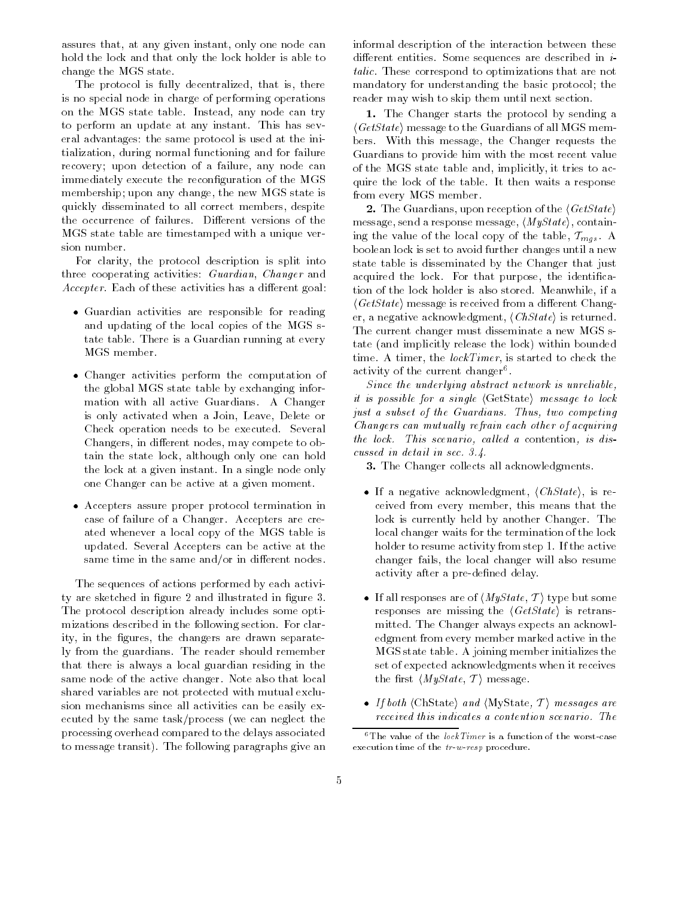assures that, at any given instant, only one node can hold the lock and that only the lock holder is able to change the MGS state.

The protocol is fully decentralized, that is, there is no special node in charge of performing operations on the MGS state table. Instead, any node can try to perform an update at any instant. This has several advantages: the same protocol is used at the initialization, during normal functioning and for failure recovery; upon detection of a failure, any node can immediately execute the reconfiguration of the MGS membership; upon any change, the new MGS state is quickly disseminated to all correct members, despite the occurrence of failures. Different versions of the MGS state table are timestamped with a unique version number.

For clarity, the protocol description is split into three cooperating activities: *Guardian*, *Changer* and *Accepter*. Each of these activities has a different goal:

- Guardian activities are responsible for reading and updating of the local copies of the MGS state table. There is a Guardian running at every MGS member.
- Changer activities perform the computation of the global MGS state table by exchanging information with all active Guardians. A Changer is only activated when a Join, Leave, Delete or Check operation needs to be executed. Several Changers, in different nodes, may compete to obtain the state lock, although only one can hold the lock at a given instant. In a single node only one Changer can be active at a given moment.
- Accepters assure proper protocol termination in case of failure of a Changer. Accepters are created whenever a local copy of the MGS table is updated. Several Accepters can be active at the same time in the same and/or in different nodes.

The sequences of actions performed by each activity are sketched in figure 2 and illustrated in figure 3. The protocol description already includes some optimizations described in the following section. For clarity, in the figures, the changers are drawn separately from the guardians. The reader should remember that there is always a local guardian residing in the same node of the active changer. Note also that local shared variables are not protected with mutual exclusion mechanisms since all activities can be easily executed by the same task/process (we can neglect the processing overhead compared to the delays associated to message transit). The following paragraphs give an informal description of the interaction between these different entities. Some sequences are described in *italic*. These correspond to optimizations that are not mandatory for understanding the basic protocol; the reader may wish to skip them until next section.

**1.** The Changer starts the protocol by sending a $\langle GetState \rangle$ message to the Guardians of all MGS members. With this message, the Changer requests the Guardians to provide him with the most recent value of the MGS state table and, implicitly, it tries to acquire the lock of the table. It then waits a response from every MGS member.

**2.** The Guardians, upon reception of the $\langle GetState \rangle$ message, send a response message, $\langle MyState \rangle$, containing the value of the local copy of the table, $\mathcal{T}_{mgs}$. A boolean lock is set to avoid further changes until a new state table is disseminated by the Changer that just acquired the lock. For that purpose, the identification of the lock holder is also stored. Meanwhile, if a $\langle GetState \rangle$ message is received from a different Changer, a negative acknowledgment, $\langle ChState \rangle$ is returned. The current changer must disseminate a new MGS state (and implicitly release the lock) within bounded time. A timer, the *lockTimer*, is started to check the activity of the current changer[6].

*Since the underlying abstract network is unreliable, it is possible for a single* $\langle$GetState$\rangle$ *message to lock just a subset of the Guardians. Thus, two competing Changers can mutually refrain each other of acquiring the lock. This scenario, called a contention, is discussed in detail in sec. 3.4.*

**3.** The Changer collects all acknowledgments.

- If a negative acknowledgment, $\langle ChState \rangle$, is received from every member, this means that the lock is currently held by another Changer. The local changer waits for the termination of the lock holder to resume activity from step 1. If the active changer fails, the local changer will also resume activity after a pre-defined delay.
- If all responses are of $\langle MyState, \mathcal{T} \rangle$ type but some responses are missing the $\langle GetState \rangle$ is retransmitted. The Changer always expects an acknowledgment from every member marked active in the MGS state table. A joining member initializes the set of expected acknowledgments when it receives the first $\langle MyState, \mathcal{T} \rangle$ message.
- *If both* $\langle$ChState$\rangle$ *and* $\langle$MyState, $\mathcal{T}\rangle$ *messages are received this indicates a contention scenario. The*

[6] The value of the *lockTimer* is a function of the worst-case execution time of the *tr-w-resp* procedure.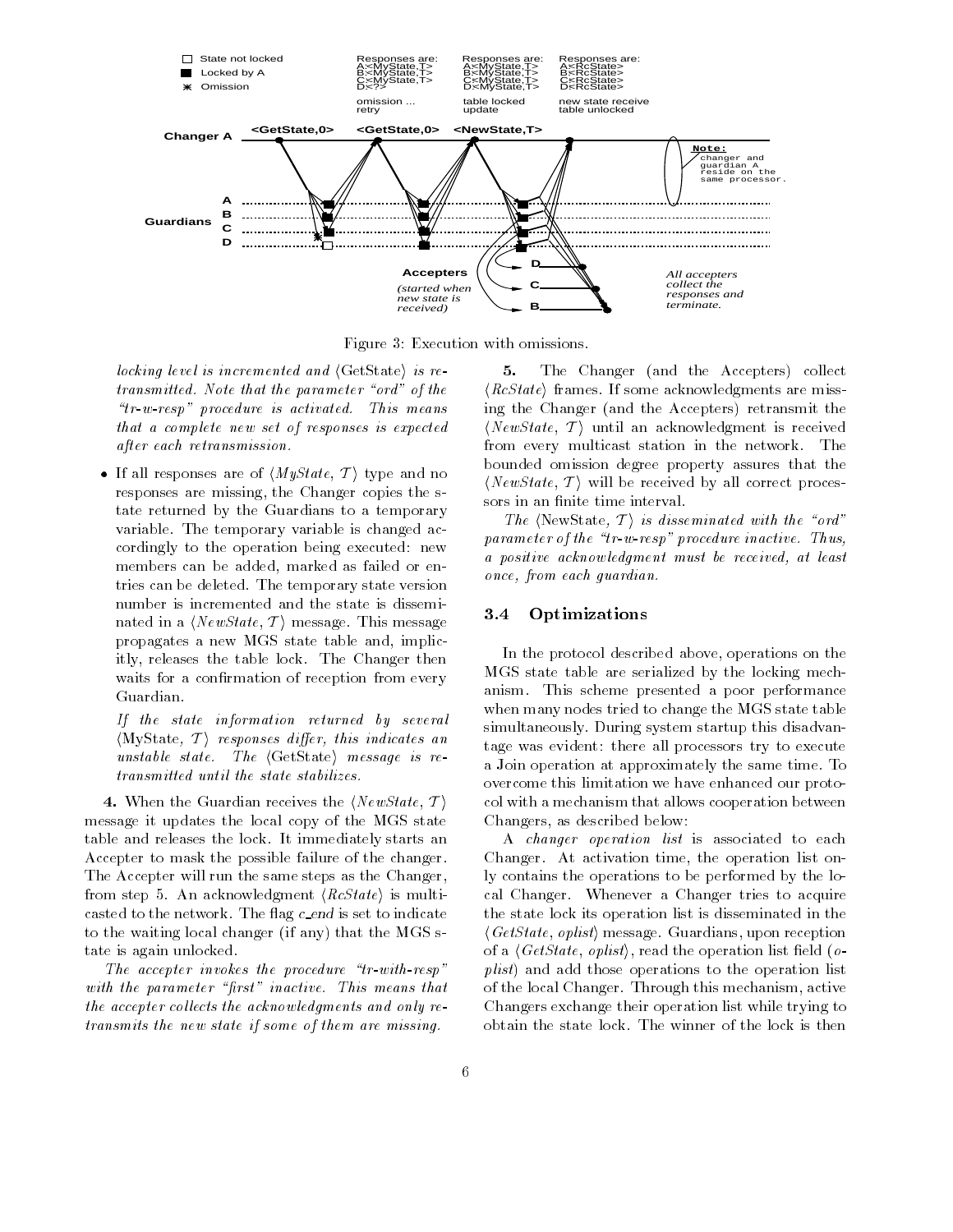Figure 3: Execution with omissions.

*locking level is incremented and ⟨GetState⟩ is retransmitted. Note that the parameter "ord" of the "tr-w-resp" procedure is activated. This means that a complete new set of responses is expected after each retransmission.*

- If all responses are of ⟨*MyState*, $\mathcal{T}$⟩ type and no responses are missing, the Changer copies the state returned by the Guardians to a temporary variable. The temporary variable is changed accordingly to the operation being executed: new members can be added, marked as failed or entries can be deleted. The temporary state version number is incremented and the state is disseminated in a ⟨*NewState*, $\mathcal{T}$⟩ message. This message propagates a new MGS state table and, implicitly, releases the table lock. The Changer then waits for a confirmation of reception from every Guardian.

  *If the state information returned by several ⟨MyState, $\mathcal{T}$⟩ responses differ, this indicates an unstable state. The ⟨GetState⟩ message is retransmitted until the state stabilizes.*

**4.** When the Guardian receives the ⟨*NewState*, $\mathcal{T}$⟩ message it updates the local copy of the MGS state table and releases the lock. It immediately starts an Accepter to mask the possible failure of the changer. The Accepter will run the same steps as the Changer, from step 5. An acknowledgment ⟨*RcState*⟩ is multicasted to the network. The flag *c_end* is set to indicate to the waiting local changer (if any) that the MGS state is again unlocked.

*The accepter invokes the procedure "tr-with-resp" with the parameter "first" inactive. This means that the accepter collects the acknowledgments and only retransmits the new state if some of them are missing.*

**5.** The Changer (and the Accepters) collect ⟨*RcState*⟩ frames. If some acknowledgments are missing the Changer (and the Accepters) retransmit the ⟨*NewState*, $\mathcal{T}$⟩ until an acknowledgment is received from every multicast station in the network. The bounded omission degree property assures that the ⟨*NewState*, $\mathcal{T}$⟩ will be received by all correct processors in an finite time interval.

*The ⟨NewState, $\mathcal{T}$⟩ is disseminated with the "ord" parameter of the "tr-w-resp" procedure inactive. Thus, a positive acknowledgment must be received, at least once, from each guardian.*

### 3.4 Optimizations

In the protocol described above, operations on the MGS state table are serialized by the locking mechanism. This scheme presented a poor performance when many nodes tried to change the MGS state table simultaneously. During system startup this disadvantage was evident: there all processors try to execute a Join operation at approximately the same time. To overcome this limitation we have enhanced our protocol with a mechanism that allows cooperation between Changers, as described below:

A *changer operation list* is associated to each Changer. At activation time, the operation list only contains the operations to be performed by the local Changer. Whenever a Changer tries to acquire the state lock its operation list is disseminated in the ⟨*GetState*, *oplist*⟩ message. Guardians, upon reception of a ⟨*GetState*, *oplist*⟩, read the operation list field (*oplist*) and add those operations to the operation list of the local Changer. Through this mechanism, active Changers exchange their operation list while trying to obtain the state lock. The winner of the lock is then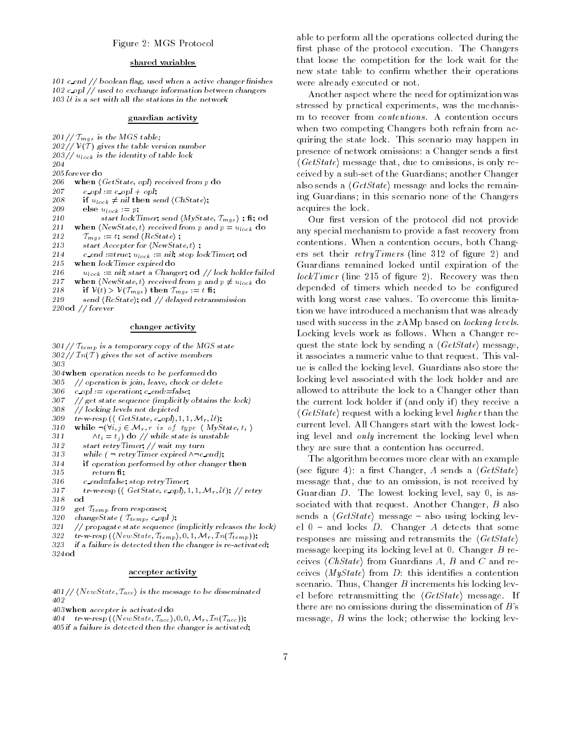Figure 2: MGS Protocol

**shared variables**

```
101 c_end // boolean flag, used when a active changer finishes
102 c_opl // used to exchange information between changers
103 U is a set with all the stations in the network
```

**guardian activity**

```
201// T_mgs is the MGS table;
202// V(T) gives the table version number
203// u_lock is the identity of table lock
204
205 forever do
206   when ⟨GetState, opl⟩ received from p do
207     c_opl := c_opl + opl;
208     if u_lock ≠ nil then send ⟨ChState⟩;
209     else u_lock := p;
210          start lockTimer; send ⟨MyState, T_mgs⟩ ; fi; od
211   when ⟨NewState, t⟩ received from p and p = u_lock do
212     T_mgs := t; send ⟨RcState⟩ ;
213     start Accepter for ⟨NewState, t⟩ ;
214     c_end :=true; u_lock := nil; stop lockTimer; od
215   when lockTimer expired do
216     u_lock := nil; start a Changer; od // lock holder failed
217   when ⟨NewState, t⟩ received from p and p ≠ u_lock do
218     if V(t) > V(T_mgs) then T_mgs := t fi;
219     send ⟨RcState⟩; od // delayed retransmission
220 od // forever
```

**changer activity**

```
301// T_temp is a temporary copy of the MGS state
302// In(T) gives the set of active members
303
304 when operation needs to be performed do
305   // operation is join, leave, check or delete
306   c_opl := operation; c_end:=false;
307   // get state sequence (implicitly obtains the lock)
308   // locking levels not depicted
309   tr-w-resp (⟨ GetState, c_opl⟩, 1, 1, M_r, U);
310   while ¬(∀i, j ∈ M_r, r is of type ⟨ MyState, t_i ⟩
311         ∧t_i = t_j) do // while state is unstable
312     start retryTimer; // wait my turn
313     while ( ¬ retryTimer expired ∧¬c_end);
314     if operation performed by other changer then
315        return fi;
316     c_end=false; stop retryTimer;
317     tr-w-resp (⟨ GetState, c_opl⟩, 1, 1, M_r, U); // retry
318   od
319   get T_temp from responses;
320   changeState ( T_temp, c_opl );
321   // propagate state sequence (implicitly releases the lock)
322   tr-w-resp (⟨NewState, T_temp⟩, 0, 1, M_r, In(T_temp));
323   if a failure is detected then the changer is re-activated;
324 od
```

**accepter activity**

```
401// ⟨NewState, T_acc⟩ is the message to be disseminated
402
403 when accepter is activated do
404   tr-w-resp (⟨NewState, T_acc⟩, 0, 0, M_r, In(T_acc));
405 if a failure is detected then the changer is activated;
```

able to perform all the operations collected during the first phase of the protocol execution. The Changers that loose the competition for the lock wait for the new state table to confirm whether their operations were already executed or not.

Another aspect where the need for optimization was stressed by practical experiments, was the mechanism to recover from *contentions*. A contention occurs when two competing Changers both refrain from acquiring the state lock. This scenario may happen in presence of network omissions: a Changer sends a first $\langle GetState \rangle$ message that, due to omissions, is only received by a sub-set of the Guardians; another Changer also sends a $\langle GetState \rangle$ message and locks the remaining Guardians; in this scenario none of the Changers acquires the lock.

Our first version of the protocol did not provide any special mechanism to provide a fast recovery from contentions. When a contention occurs, both Changers set their *retryTimers* (line 312 of figure 2) and Guardians remained locked until expiration of the *lockTimer* (line 215 of figure 2). Recovery was then depended of timers which needed to be configured with long worst case values. To overcome this limitation we have introduced a mechanism that was already used with success in the *x*AMp based on *locking levels*. Locking levels work as follows. When a Changer request the state lock by sending a $\langle GetState \rangle$ message, it associates a numeric value to that request. This value is called the locking level. Guardians also store the locking level associated with the lock holder and are allowed to attribute the lock to a Changer other than the current lock holder if (and only if) they receive a $\langle GetState \rangle$ request with a locking level *higher* than the current level. All Changers start with the lowest locking level and *only* increment the locking level when they are sure that a contention has occurred.

The algorithm becomes more clear with an example (see figure 4): a first Changer, *A* sends a $\langle GetState \rangle$ message that, due to an omission, is not received by Guardian *D*. The lowest locking level, say 0, is associated with that request. Another Changer, *B* also sends a $\langle GetState \rangle$ message – also using locking level 0 – and locks *D*. Changer *A* detects that some responses are missing and retransmits the $\langle GetState \rangle$ message keeping its locking level at 0. Changer *B* receives $\langle ChState \rangle$ from Guardians *A*, *B* and *C* and receives $\langle MyState \rangle$ from *D*: this identifies a contention scenario. Thus, Changer *B* increments his locking level before retransmitting the $\langle GetState \rangle$ message. If there are no omissions during the dissemination of *B*'s message, *B* wins the lock; otherwise the locking lev-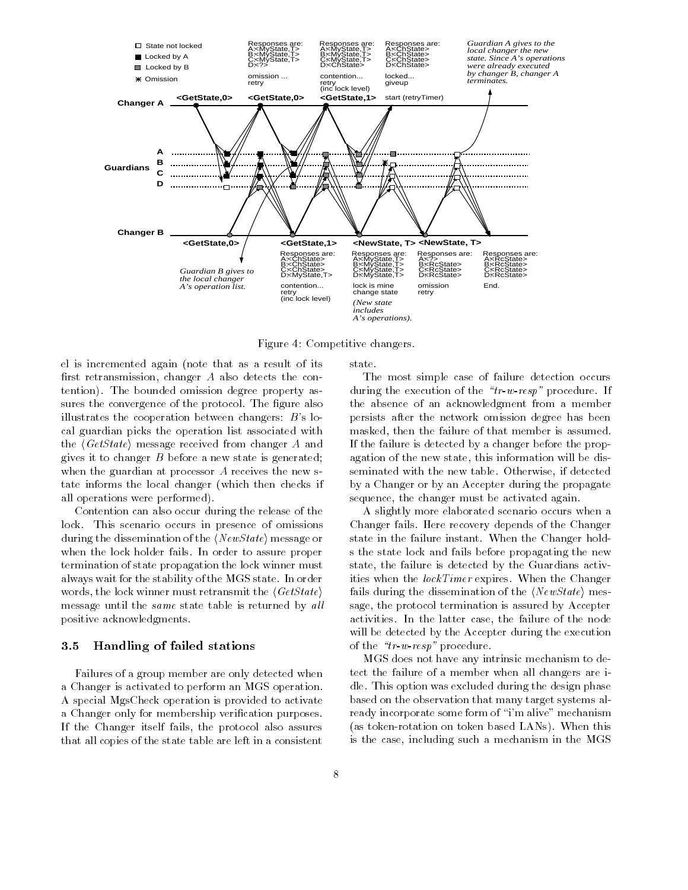Figure 4: Competitive changers.

el is incremented again (note that as a result of its first retransmission, changer $A$ also detects the contention). The bounded omission degree property assures the convergence of the protocol. The figure also illustrates the cooperation between changers: $B$'s local guardian picks the operation list associated with the $\langle GetState \rangle$ message received from changer $A$ and gives it to changer $B$ before a new state is generated; when the guardian at processor $A$ receives the new state informs the local changer (which then checks if all operations were performed).

Contention can also occur during the release of the lock. This scenario occurs in presence of omissions during the dissemination of the $\langle NewState \rangle$ message or when the lock holder fails. In order to assure proper termination of state propagation the lock winner must always wait for the stability of the MGS state. In order words, the lock winner must retransmit the $\langle GetState \rangle$ message until the *same* state table is returned by *all* positive acknowledgments.

### 3.5 Handling of failed stations

Failures of a group member are only detected when a Changer is activated to perform an MGS operation. A special MgsCheck operation is provided to activate a Changer only for membership verification purposes. If the Changer itself fails, the protocol also assures that all copies of the state table are left in a consistent state.

The most simple case of failure detection occurs during the execution of the *"tr-w-resp"* procedure. If the absence of an acknowledgment from a member persists after the network omission degree has been masked, then the failure of that member is assumed. If the failure is detected by a changer before the propagation of the new state, this information will be disseminated with the new table. Otherwise, if detected by a Changer or by an Accepter during the propagate sequence, the changer must be activated again.

A slightly more elaborated scenario occurs when a Changer fails. Here recovery depends of the Changer state in the failure instant. When the Changer holds the state lock and fails before propagating the new state, the failure is detected by the Guardians activities when the *lockTimer* expires. When the Changer fails during the dissemination of the $\langle NewState \rangle$ message, the protocol termination is assured by Accepter activities. In the latter case, the failure of the node will be detected by the Accepter during the execution of the *"tr-w-resp"* procedure.

MGS does not have any intrinsic mechanism to detect the failure of a member when all changers are idle. This option was excluded during the design phase based on the observation that many target systems already incorporate some form of "i'm alive" mechanism (as token-rotation on token based LANs). When this is the case, including such a mechanism in the MGS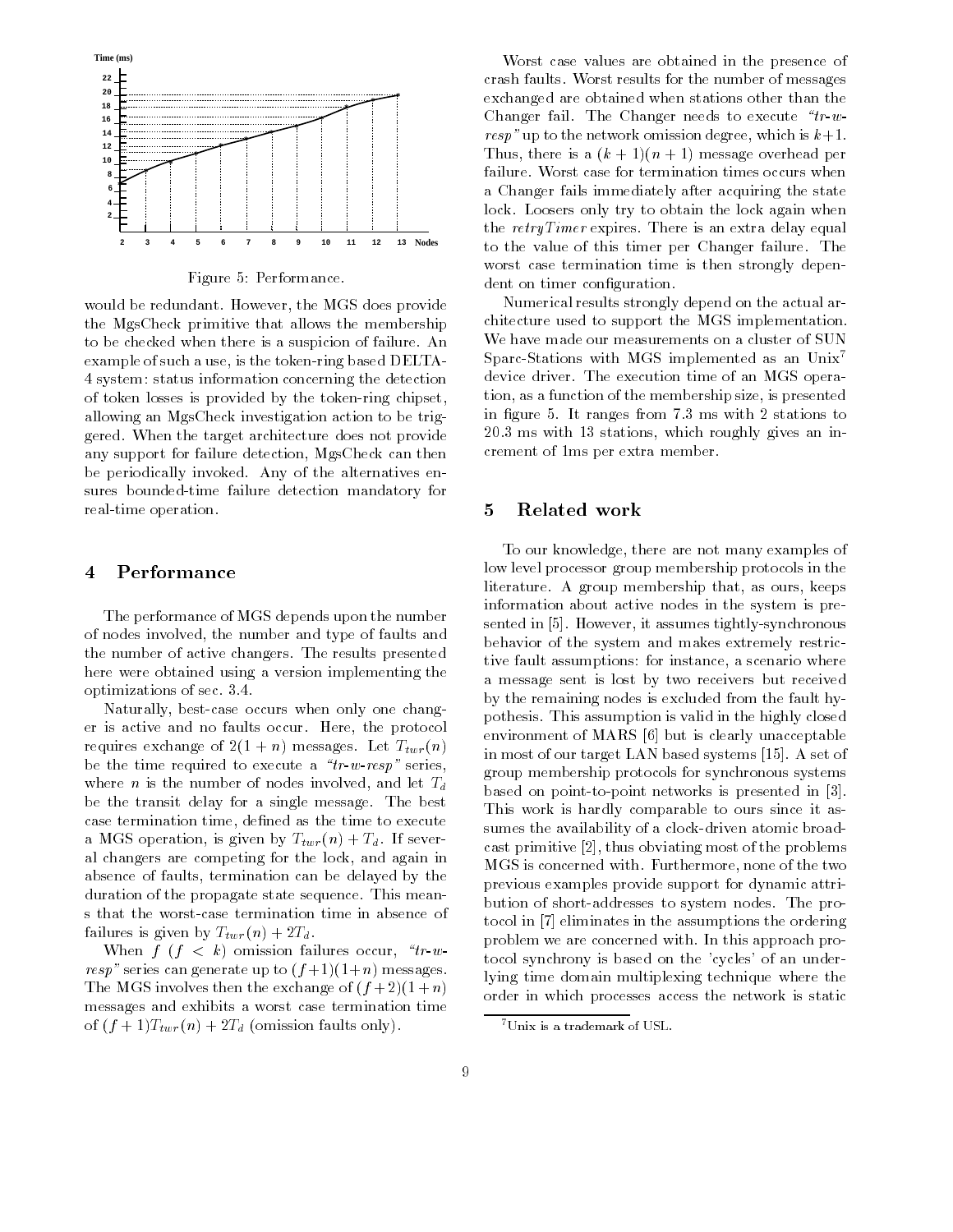Figure 5: Performance.

would be redundant. However, the MGS does provide the MgsCheck primitive that allows the membership to be checked when there is a suspicion of failure. An example of such a use, is the token-ring based DELTA-4 system: status information concerning the detection of token losses is provided by the token-ring chipset, allowing an MgsCheck investigation action to be triggered. When the target architecture does not provide any support for failure detection, MgsCheck can then be periodically invoked. Any of the alternatives ensures bounded-time failure detection mandatory for real-time operation.

## 4 Performance

The performance of MGS depends upon the number of nodes involved, the number and type of faults and the number of active changers. The results presented here were obtained using a version implementing the optimizations of sec. 3.4.

Naturally, best-case occurs when only one changer is active and no faults occur. Here, the protocol requires exchange of $2(1+n)$ messages. Let $T_{twr}(n)$ be the time required to execute a *"tr-w-resp"* series, where $n$ is the number of nodes involved, and let $T_d$ be the transit delay for a single message. The best case termination time, defined as the time to execute a MGS operation, is given by $T_{twr}(n) + T_d$. If several changers are competing for the lock, and again in absence of faults, termination can be delayed by the duration of the propagate state sequence. This means that the worst-case termination time in absence of failures is given by $T_{twr}(n) + 2T_d$.

When $f$ ($f < k$) omission failures occur, *"tr-w-resp"* series can generate up to $(f+1)(1+n)$ messages. The MGS involves then the exchange of $(f+2)(1+n)$ messages and exhibits a worst case termination time of $(f+1)T_{twr}(n) + 2T_d$ (omission faults only).

Worst case values are obtained in the presence of crash faults. Worst results for the number of messages exchanged are obtained when stations other than the Changer fail. The Changer needs to execute *"tr-w-resp"* up to the network omission degree, which is $k+1$. Thus, there is a $(k+1)(n+1)$ message overhead per failure. Worst case for termination times occurs when a Changer fails immediately after acquiring the state lock. Loosers only try to obtain the lock again when the *retryTimer* expires. There is an extra delay equal to the value of this timer per Changer failure. The worst case termination time is then strongly dependent on timer configuration.

Numerical results strongly depend on the actual architecture used to support the MGS implementation. We have made our measurements on a cluster of SUN Sparc-Stations with MGS implemented as an Unix[7] device driver. The execution time of an MGS operation, as a function of the membership size, is presented in figure 5. It ranges from 7.3 ms with 2 stations to 20.3 ms with 13 stations, which roughly gives an increment of 1ms per extra member.

## 5 Related work

To our knowledge, there are not many examples of low level processor group membership protocols in the literature. A group membership that, as ours, keeps information about active nodes in the system is presented in [5]. However, it assumes tightly-synchronous behavior of the system and makes extremely restrictive fault assumptions: for instance, a scenario where a message sent is lost by two receivers but received by the remaining nodes is excluded from the fault hypothesis. This assumption is valid in the highly closed environment of MARS [6] but is clearly unacceptable in most of our target LAN based systems [15]. A set of group membership protocols for synchronous systems based on point-to-point networks is presented in [3]. This work is hardly comparable to ours since it assumes the availability of a clock-driven atomic broadcast primitive [2], thus obviating most of the problems MGS is concerned with. Furthermore, none of the two previous examples provide support for dynamic attribution of short-addresses to system nodes. The protocol in [7] eliminates in the assumptions the ordering problem we are concerned with. In this approach protocol synchrony is based on the 'cycles' of an underlying time domain multiplexing technique where the order in which processes access the network is static

[7] Unix is a trademark of USL.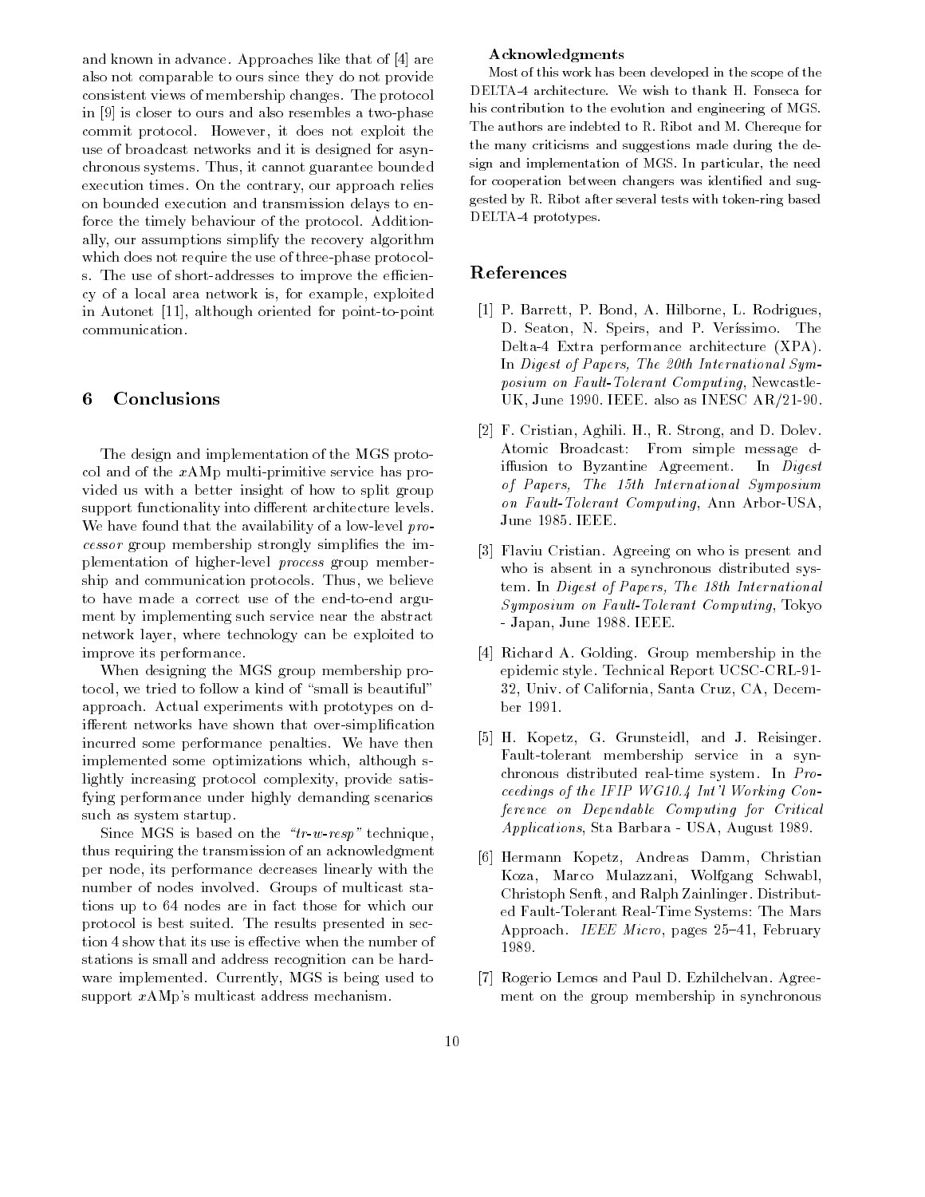and known in advance. Approaches like that of [4] are also not comparable to ours since they do not provide consistent views of membership changes. The protocol in [9] is closer to ours and also resembles a two-phase commit protocol. However, it does not exploit the use of broadcast networks and it is designed for asynchronous systems. Thus, it cannot guarantee bounded execution times. On the contrary, our approach relies on bounded execution and transmission delays to enforce the timely behaviour of the protocol. Additionally, our assumptions simplify the recovery algorithm which does not require the use of three-phase protocols. The use of short-addresses to improve the efficiency of a local area network is, for example, exploited in Autonet [11], although oriented for point-to-point communication.

## 6 Conclusions

The design and implementation of the MGS protocol and of the *x*AMp multi-primitive service has provided us with a better insight of how to split group support functionality into different architecture levels. We have found that the availability of a low-level *processor* group membership strongly simplifies the implementation of higher-level *process* group membership and communication protocols. Thus, we believe to have made a correct use of the end-to-end argument by implementing such service near the abstract network layer, where technology can be exploited to improve its performance.

When designing the MGS group membership protocol, we tried to follow a kind of "small is beautiful" approach. Actual experiments with prototypes on different networks have shown that over-simplification incurred some performance penalties. We have then implemented some optimizations which, although slightly increasing protocol complexity, provide satisfying performance under highly demanding scenarios such as system startup.

Since MGS is based on the *"tr-w-resp"* technique, thus requiring the transmission of an acknowledgment per node, its performance decreases linearly with the number of nodes involved. Groups of multicast stations up to 64 nodes are in fact those for which our protocol is best suited. The results presented in section 4 show that its use is effective when the number of stations is small and address recognition can be hardware implemented. Currently, MGS is being used to support *x*AMp's multicast address mechanism.

### Acknowledgments

Most of this work has been developed in the scope of the DELTA-4 architecture. We wish to thank H. Fonseca for his contribution to the evolution and engineering of MGS. The authors are indebted to R. Ribot and M. Chereque for the many criticisms and suggestions made during the design and implementation of MGS. In particular, the need for cooperation between changers was identified and suggested by R. Ribot after several tests with token-ring based DELTA-4 prototypes.

## References

[1] P. Barrett, P. Bond, A. Hilborne, L. Rodrigues, D. Seaton, N. Speirs, and P. Verissimo. The Delta-4 Extra performance architecture (XPA). In *Digest of Papers, The 20th International Symposium on Fault-Tolerant Computing*, Newcastle-UK, June 1990. IEEE. also as INESC AR/21-90.

[2] F. Cristian, Aghili. H., R. Strong, and D. Dolev. Atomic Broadcast: From simple message diffusion to Byzantine Agreement. In *Digest of Papers, The 15th International Symposium on Fault-Tolerant Computing*, Ann Arbor-USA, June 1985. IEEE.

[3] Flaviu Cristian. Agreeing on who is present and who is absent in a synchronous distributed system. In *Digest of Papers, The 18th International Symposium on Fault-Tolerant Computing*, Tokyo - Japan, June 1988. IEEE.

[4] Richard A. Golding. Group membership in the epidemic style. Technical Report UCSC-CRL-91-32, Univ. of California, Santa Cruz, CA, December 1991.

[5] H. Kopetz, G. Grunsteidl, and J. Reisinger. Fault-tolerant membership service in a synchronous distributed real-time system. In *Proceedings of the IFIP WG10.4 Int'l Working Conference on Dependable Computing for Critical Applications*, Sta Barbara - USA, August 1989.

[6] Hermann Kopetz, Andreas Damm, Christian Koza, Marco Mulazzani, Wolfgang Schwabl, Christoph Senft, and Ralph Zainlinger. Distributed Fault-Tolerant Real-Time Systems: The Mars Approach. *IEEE Micro*, pages 25–41, February 1989.

[7] Rogerio Lemos and Paul D. Ezhilchelvan. Agreement on the group membership in synchronous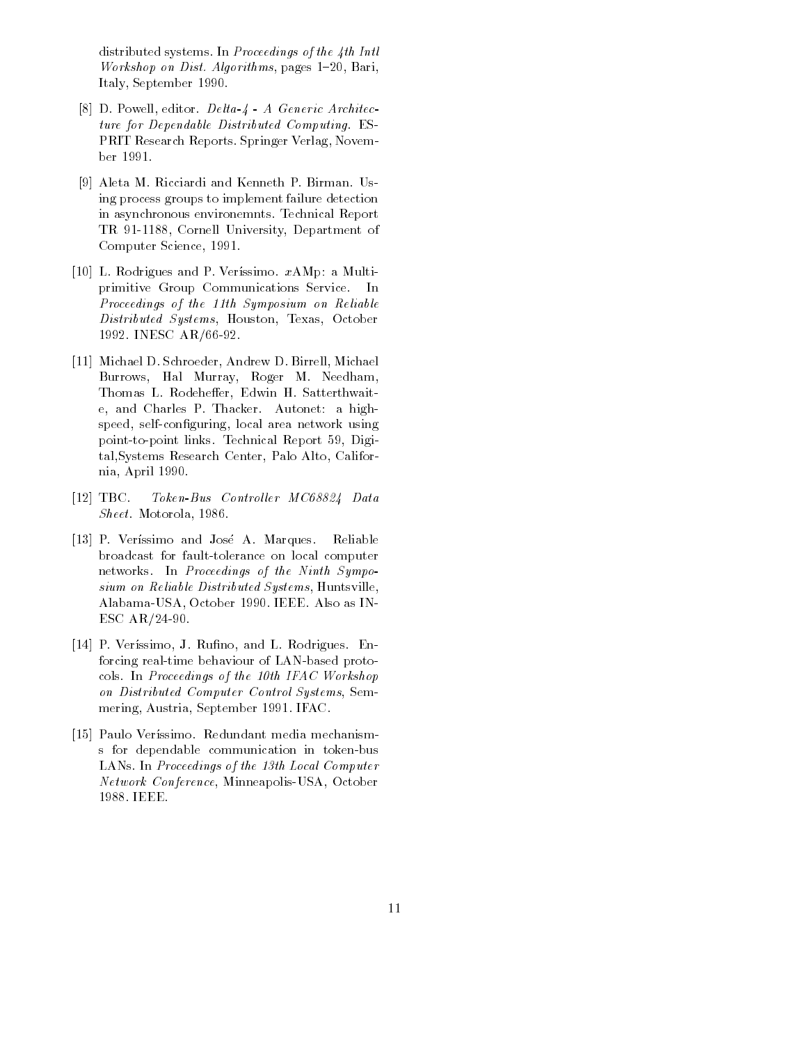distributed systems. In *Proceedings of the 4th Intl Workshop on Dist. Algorithms*, pages 1–20, Bari, Italy, September 1990.

[8] D. Powell, editor. *Delta-4 - A Generic Architecture for Dependable Distributed Computing.* ESPRIT Research Reports. Springer Verlag, November 1991.

[9] Aleta M. Ricciardi and Kenneth P. Birman. Using process groups to implement failure detection in asynchronous environemnts. Technical Report TR 91-1188, Cornell University, Department of Computer Science, 1991.

[10] L. Rodrigues and P. Veríssimo. *x*AMp: a Multi-primitive Group Communications Service. In *Proceedings of the 11th Symposium on Reliable Distributed Systems*, Houston, Texas, October 1992. INESC AR/66-92.

[11] Michael D. Schroeder, Andrew D. Birrell, Michael Burrows, Hal Murray, Roger M. Needham, Thomas L. Rodeheffer, Edwin H. Satterthwaite, and Charles P. Thacker. Autonet: a high-speed, self-configuring, local area network using point-to-point links. Technical Report 59, Digital,Systems Research Center, Palo Alto, California, April 1990.

[12] TBC. *Token-Bus Controller MC68824 Data Sheet*. Motorola, 1986.

[13] P. Veríssimo and José A. Marques. Reliable broadcast for fault-tolerance on local computer networks. In *Proceedings of the Ninth Symposium on Reliable Distributed Systems*, Huntsville, Alabama-USA, October 1990. IEEE. Also as INESC AR/24-90.

[14] P. Veríssimo, J. Rufino, and L. Rodrigues. Enforcing real-time behaviour of LAN-based protocols. In *Proceedings of the 10th IFAC Workshop on Distributed Computer Control Systems*, Semmering, Austria, September 1991. IFAC.

[15] Paulo Veríssimo. Redundant media mechanisms for dependable communication in token-bus LANs. In *Proceedings of the 13th Local Computer Network Conference*, Minneapolis-USA, October 1988. IEEE.